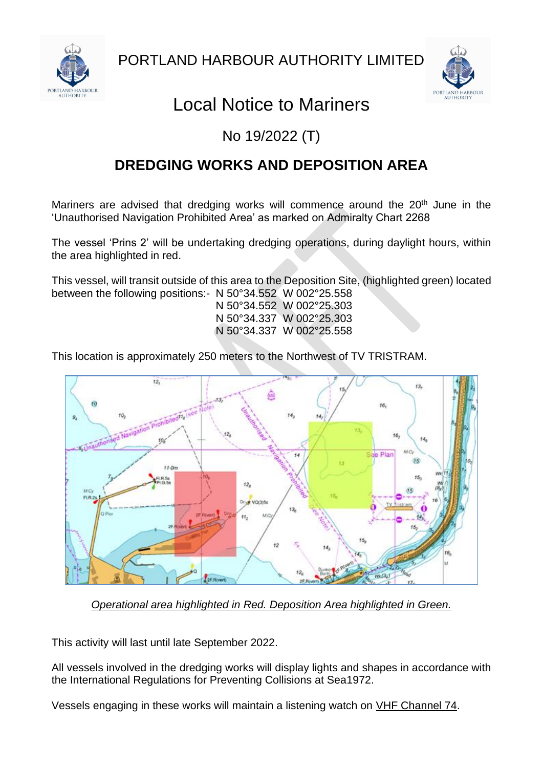PORTLAND HARBOUR AUTHORITY LIMITED

# Local Notice to Mariners

## No 19/2022 (T)

## DREDGING WORKS AND DEPOSITION AREA

Mariners are advised that dredging works will commence around the 20th June in the 'Unauthorised Navigation Prohibited Area' as marked on Admiralty Chart 2268

The vessel 'Prins 2' will be undertaking dredging operations, during daylight hours, within the area highlighted in red.

This vessel, will transit outside of this area to the Deposition Site, (highlighted green) located between the following positions:-

N 50°34.552 W 002°25.558
N 50°34.552 W 002°25.303
N 50°34.337 W 002°25.303
N 50°34.337 W 002°25.558

This location is approximately 250 meters to the Northwest of TV TRISTRAM.

*Operational area highlighted in Red. Deposition Area highlighted in Green.*

This activity will last until late September 2022.

All vessels involved in the dredging works will display lights and shapes in accordance with the International Regulations for Preventing Collisions at Sea1972.

Vessels engaging in these works will maintain a listening watch on VHF Channel 74.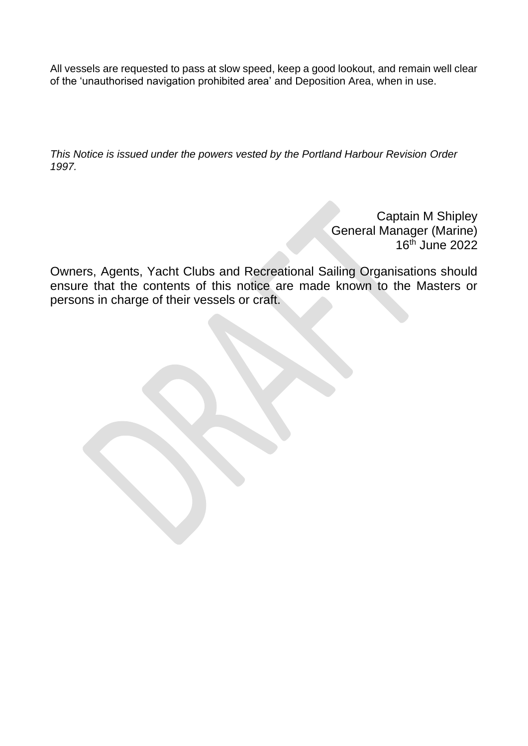All vessels are requested to pass at slow speed, keep a good lookout, and remain well clear of the 'unauthorised navigation prohibited area' and Deposition Area, when in use.

*This Notice is issued under the powers vested by the Portland Harbour Revision Order 1997.*

Captain M Shipley
General Manager (Marine)
16th June 2022

Owners, Agents, Yacht Clubs and Recreational Sailing Organisations should ensure that the contents of this notice are made known to the Masters or persons in charge of their vessels or craft.